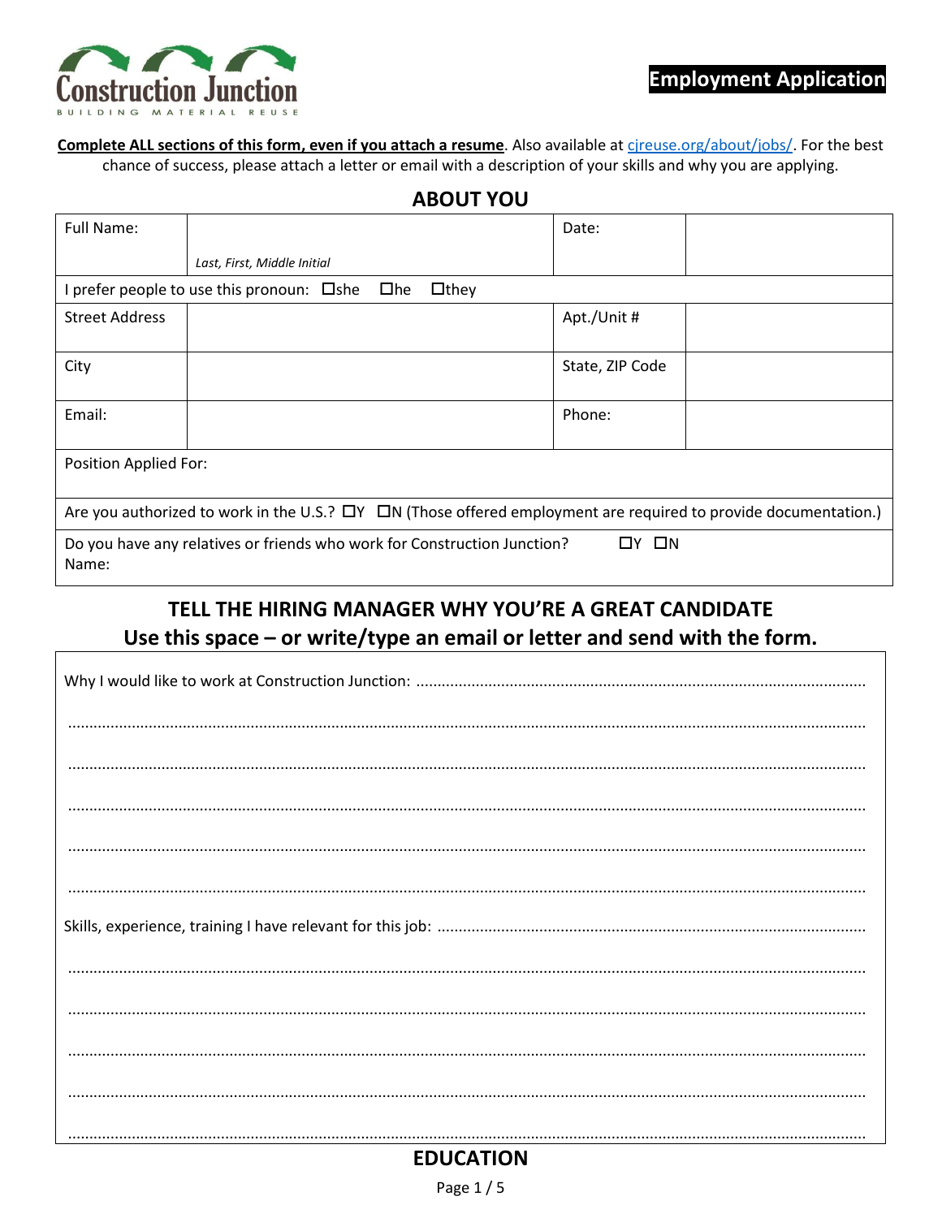Construction Junction
BUILDING MATERIAL REUSE

# Employment Application

**Complete ALL sections of this form, even if you attach a resume**. Also available at cjreuse.org/about/jobs/. For the best chance of success, please attach a letter or email with a description of your skills and why you are applying.

## ABOUT YOU

| Full Name: | *Last, First, Middle Initial* | Date: | |
|---|---|---|---|
| I prefer people to use this pronoun: ☐she ☐he ☐they | | | |
| Street Address | | Apt./Unit # | |
| City | | State, ZIP Code | |
| Email: | | Phone: | |
| Position Applied For: | | | |
| Are you authorized to work in the U.S.? ☐Y ☐N (Those offered employment are required to provide documentation.) | | | |
| Do you have any relatives or friends who work for Construction Junction? ☐Y ☐N<br>Name: | | | |

## TELL THE HIRING MANAGER WHY YOU'RE A GREAT CANDIDATE
## Use this space – or write/type an email or letter and send with the form.

Why I would like to work at Construction Junction: ..........................................................................................

..........................................................................................................................................................

..........................................................................................................................................................

..........................................................................................................................................................

..........................................................................................................................................................

..........................................................................................................................................................

Skills, experience, training I have relevant for this job: ......................................................................................

..........................................................................................................................................................

..........................................................................................................................................................

..........................................................................................................................................................

..........................................................................................................................................................

..........................................................................................................................................................

## EDUCATION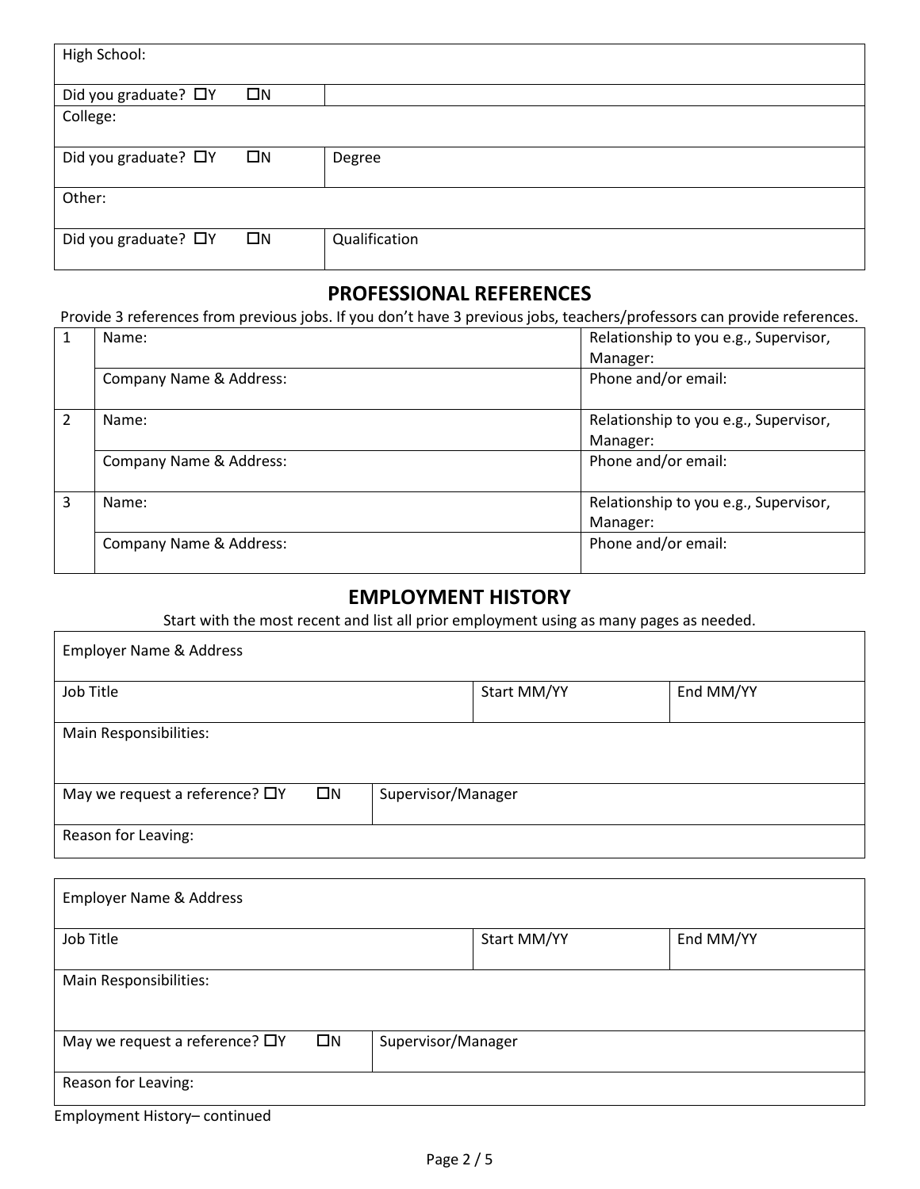| | |
|---|---|
| High School: | |
| Did you graduate? ☐Y ☐N | |
| College: | |
| Did you graduate? ☐Y ☐N | Degree |
| Other: | |
| Did you graduate? ☐Y ☐N | Qualification |

## PROFESSIONAL REFERENCES

Provide 3 references from previous jobs. If you don't have 3 previous jobs, teachers/professors can provide references.

| | | |
|---|---|---|
| 1 | Name: | Relationship to you e.g., Supervisor, Manager: |
| | Company Name & Address: | Phone and/or email: |
| 2 | Name: | Relationship to you e.g., Supervisor, Manager: |
| | Company Name & Address: | Phone and/or email: |
| 3 | Name: | Relationship to you e.g., Supervisor, Manager: |
| | Company Name & Address: | Phone and/or email: |

## EMPLOYMENT HISTORY

Start with the most recent and list all prior employment using as many pages as needed.

| | | |
|---|---|---|
| Employer Name & Address | | |
| Job Title | Start MM/YY | End MM/YY |
| Main Responsibilities: | | |
| May we request a reference? ☐Y ☐N | Supervisor/Manager | |
| Reason for Leaving: | | |

| | | |
|---|---|---|
| Employer Name & Address | | |
| Job Title | Start MM/YY | End MM/YY |
| Main Responsibilities: | | |
| May we request a reference? ☐Y ☐N | Supervisor/Manager | |
| Reason for Leaving: | | |

Employment History– continued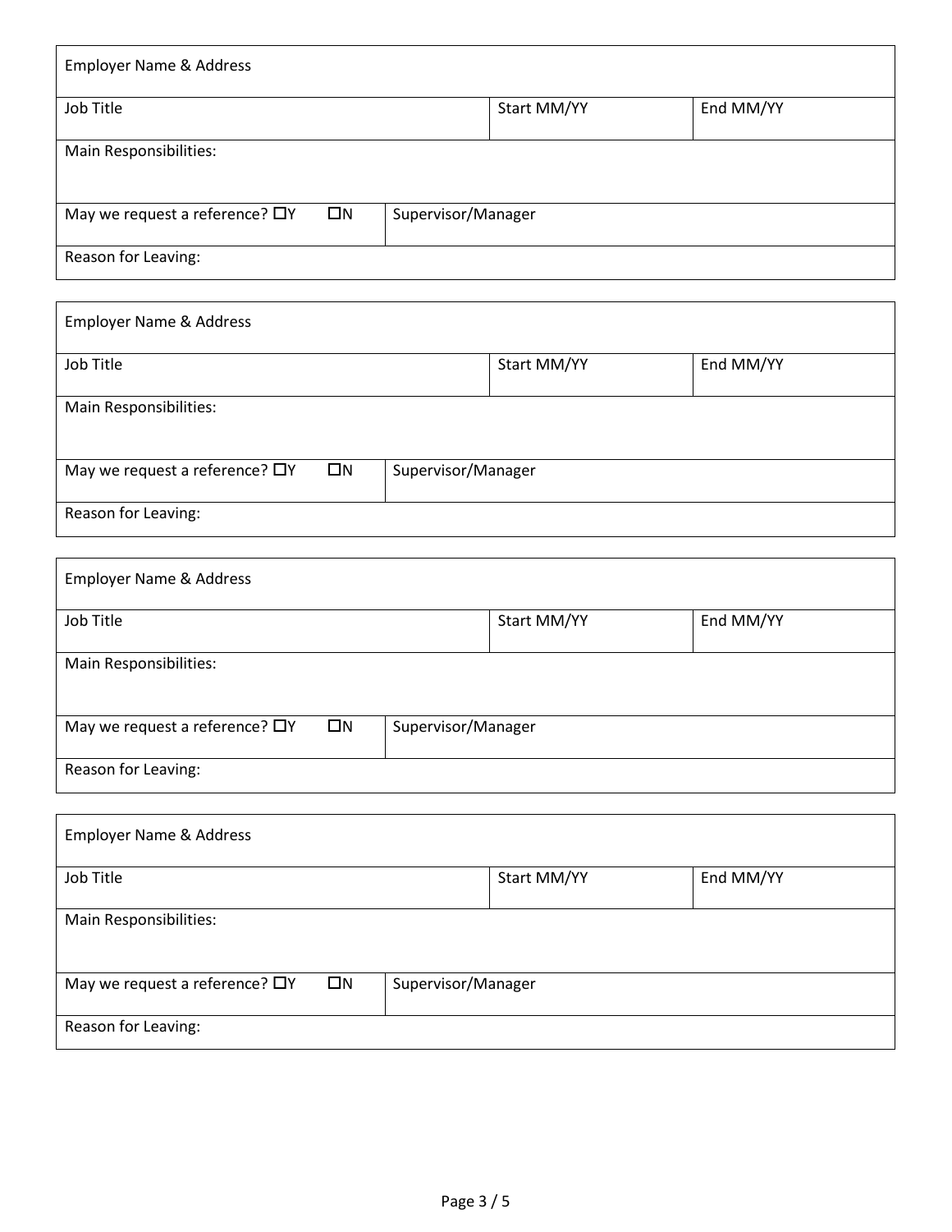| Employer Name & Address | | | |
|---|---|---|---|
| Job Title | | Start MM/YY | End MM/YY |
| Main Responsibilities: | | | |
| May we request a reference? ☐Y ☐N | Supervisor/Manager | | |
| Reason for Leaving: | | | |

| Employer Name & Address | | | |
|---|---|---|---|
| Job Title | | Start MM/YY | End MM/YY |
| Main Responsibilities: | | | |
| May we request a reference? ☐Y ☐N | Supervisor/Manager | | |
| Reason for Leaving: | | | |

| Employer Name & Address | | | |
|---|---|---|---|
| Job Title | | Start MM/YY | End MM/YY |
| Main Responsibilities: | | | |
| May we request a reference? ☐Y ☐N | Supervisor/Manager | | |
| Reason for Leaving: | | | |

| Employer Name & Address | | | |
|---|---|---|---|
| Job Title | | Start MM/YY | End MM/YY |
| Main Responsibilities: | | | |
| May we request a reference? ☐Y ☐N | Supervisor/Manager | | |
| Reason for Leaving: | | | |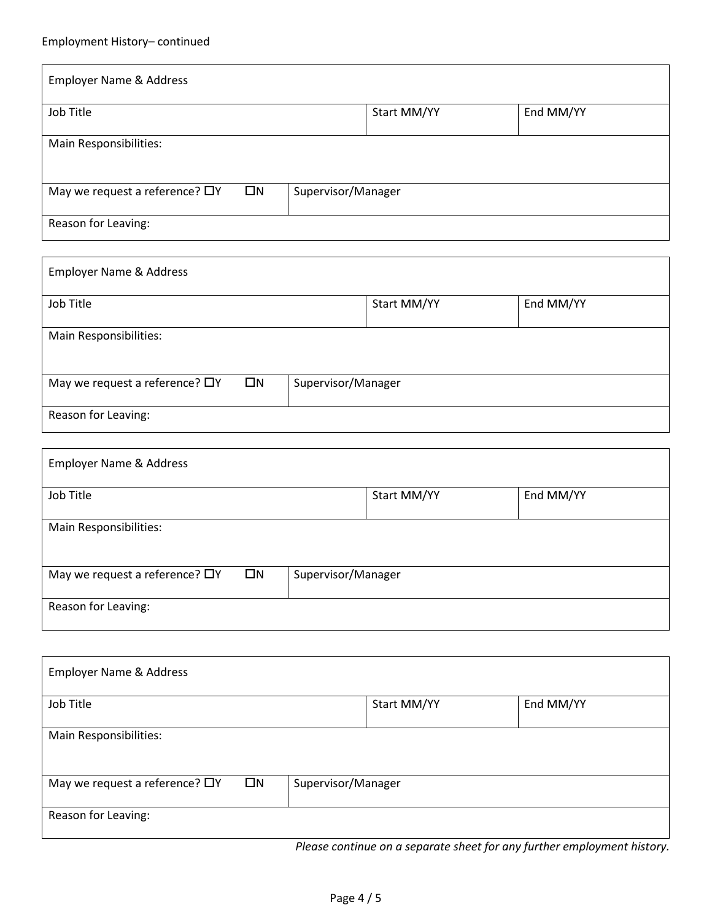Employment History– continued

| | | |
|---|---|---|
| Employer Name & Address | | |
| Job Title | Start MM/YY | End MM/YY |
| Main Responsibilities: | | |
| May we request a reference? ☐Y ☐N | Supervisor/Manager | |
| Reason for Leaving: | | |

| | | |
|---|---|---|
| Employer Name & Address | | |
| Job Title | Start MM/YY | End MM/YY |
| Main Responsibilities: | | |
| May we request a reference? ☐Y ☐N | Supervisor/Manager | |
| Reason for Leaving: | | |

| | | |
|---|---|---|
| Employer Name & Address | | |
| Job Title | Start MM/YY | End MM/YY |
| Main Responsibilities: | | |
| May we request a reference? ☐Y ☐N | Supervisor/Manager | |
| Reason for Leaving: | | |

| | | |
|---|---|---|
| Employer Name & Address | | |
| Job Title | Start MM/YY | End MM/YY |
| Main Responsibilities: | | |
| May we request a reference? ☐Y ☐N | Supervisor/Manager | |
| Reason for Leaving: | | |

*Please continue on a separate sheet for any further employment history.*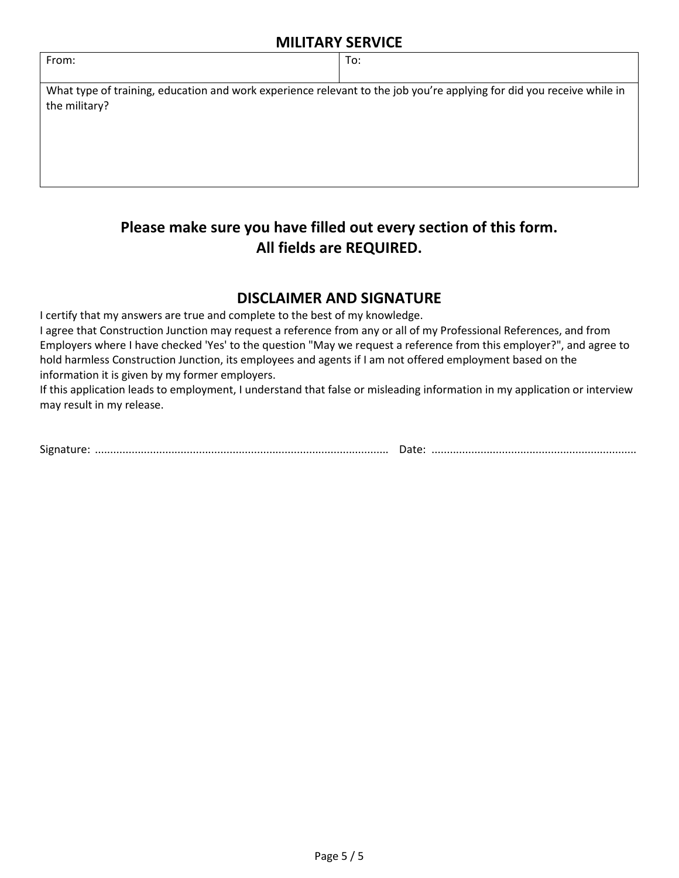## MILITARY SERVICE

| | |
|---|---|
| From: | To: |
| What type of training, education and work experience relevant to the job you're applying for did you receive while in the military? | |

## Please make sure you have filled out every section of this form.
## All fields are REQUIRED.

## DISCLAIMER AND SIGNATURE

I certify that my answers are true and complete to the best of my knowledge.
I agree that Construction Junction may request a reference from any or all of my Professional References, and from Employers where I have checked 'Yes' to the question "May we request a reference from this employer?", and agree to hold harmless Construction Junction, its employees and agents if I am not offered employment based on the information it is given by my former employers.
If this application leads to employment, I understand that false or misleading information in my application or interview may result in my release.

Signature: ............................................................................................... Date: ..................................................................